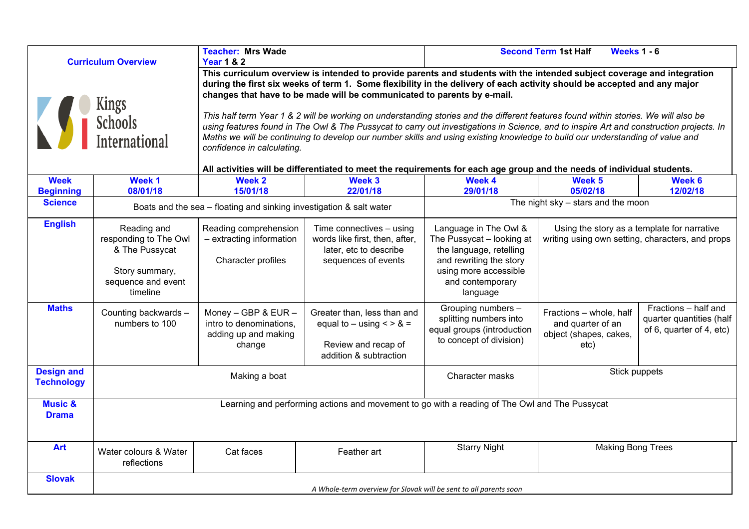**Curriculum Overview**

Kings Schools International

**Teacher: Mrs Wade**
**Year 1 & 2**

**Second Term 1st Half** **Weeks 1 - 6**

**This curriculum overview is intended to provide parents and students with the intended subject coverage and integration during the first six weeks of term 1. Some flexibility in the delivery of each activity should be accepted and any major changes that have to be made will be communicated to parents by e-mail.**

*This half term Year 1 & 2 will be working on understanding stories and the different features found within stories. We will also be using features found in The Owl & The Pussycat to carry out investigations in Science, and to inspire Art and construction projects. In Maths we will be continuing to develop our number skills and using existing knowledge to build our understanding of value and confidence in calculating.*

**All activities will be differentiated to meet the requirements for each age group and the needs of individual students.**

| Week Beginning | Week 1 08/01/18 | Week 2 15/01/18 | Week 3 22/01/18 | Week 4 29/01/18 | Week 5 05/02/18 | Week 6 12/02/18 |
|---|---|---|---|---|---|---|
| **Science** | Boats and the sea – floating and sinking investigation & salt water | | | The night sky – stars and the moon | | |
| **English** | Reading and responding to The Owl & The Pussycat<br><br>Story summary, sequence and event timeline | Reading comprehension – extracting information<br><br>Character profiles | Time connectives – using words like first, then, after, later, etc to describe sequences of events | Language in The Owl & The Pussycat – looking at the language, retelling and rewriting the story using more accessible and contemporary language | Using the story as a template for narrative writing using own setting, characters, and props | |
| **Maths** | Counting backwards – numbers to 100 | Money – GBP & EUR – intro to denominations, adding up and making change | Greater than, less than and equal to – using < > & =<br><br>Review and recap of addition & subtraction | Grouping numbers – splitting numbers into equal groups (introduction to concept of division) | Fractions – whole, half and quarter of an object (shapes, cakes, etc) | Fractions – half and quarter quantities (half of 6, quarter of 4, etc) |
| **Design and Technology** | Making a boat | | | Character masks | Stick puppets | |
| **Music & Drama** | Learning and performing actions and movement to go with a reading of The Owl and The Pussycat | | | | | |
| **Art** | Water colours & Water reflections | Cat faces | Feather art | Starry Night | Making Bong Trees | |
| **Slovak** | *A Whole-term overview for Slovak will be sent to all parents soon* | | | | | |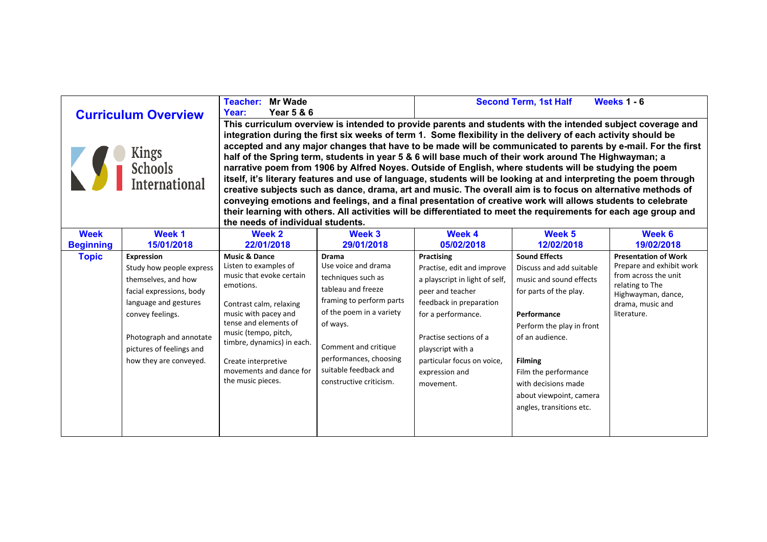## Curriculum Overview

Kings Schools International

**Teacher:** Mr Wade
**Year:** Year 5 & 6

**Second Term, 1st Half** **Weeks 1 - 6**

**This curriculum overview is intended to provide parents and students with the intended subject coverage and integration during the first six weeks of term 1. Some flexibility in the delivery of each activity should be accepted and any major changes that have to be made will be communicated to parents by e-mail. For the first half of the Spring term, students in year 5 & 6 will base much of their work around The Highwayman; a narrative poem from 1906 by Alfred Noyes. Outside of English, where students will be studying the poem itself, it's literary features and use of language, students will be looking at and interpreting the poem through creative subjects such as dance, drama, art and music. The overall aim is to focus on alternative methods of conveying emotions and feelings, and a final presentation of creative work will allows students to celebrate their learning with others. All activities will be differentiated to meet the requirements for each age group and the needs of individual students.**

| Week Beginning | Week 1 15/01/2018 | Week 2 22/01/2018 | Week 3 29/01/2018 | Week 4 05/02/2018 | Week 5 12/02/2018 | Week 6 19/02/2018 |
|---|---|---|---|---|---|---|
| **Topic** | **Expression**<br>Study how people express themselves, and how facial expressions, body language and gestures convey feelings.<br><br>Photograph and annotate pictures of feelings and how they are conveyed. | **Music & Dance**<br>Listen to examples of music that evoke certain emotions.<br><br>Contrast calm, relaxing music with pacey and tense and elements of music (tempo, pitch, timbre, dynamics) in each.<br><br>Create interpretive movements and dance for the music pieces. | **Drama**<br>Use voice and drama techniques such as tableau and freeze framing to perform parts of the poem in a variety of ways.<br><br>Comment and critique performances, choosing suitable feedback and constructive criticism. | **Practising**<br>Practise, edit and improve a playscript in light of self, peer and teacher feedback in preparation for a performance.<br><br>Practise sections of a playscript with a particular focus on voice, expression and movement. | **Sound Effects**<br>Discuss and add suitable music and sound effects for parts of the play.<br><br>**Performance**<br>Perform the play in front of an audience.<br><br>**Filming**<br>Film the performance with decisions made about viewpoint, camera angles, transitions etc. | **Presentation of Work**<br>Prepare and exhibit work from across the unit relating to The Highwayman, dance, drama, music and literature. |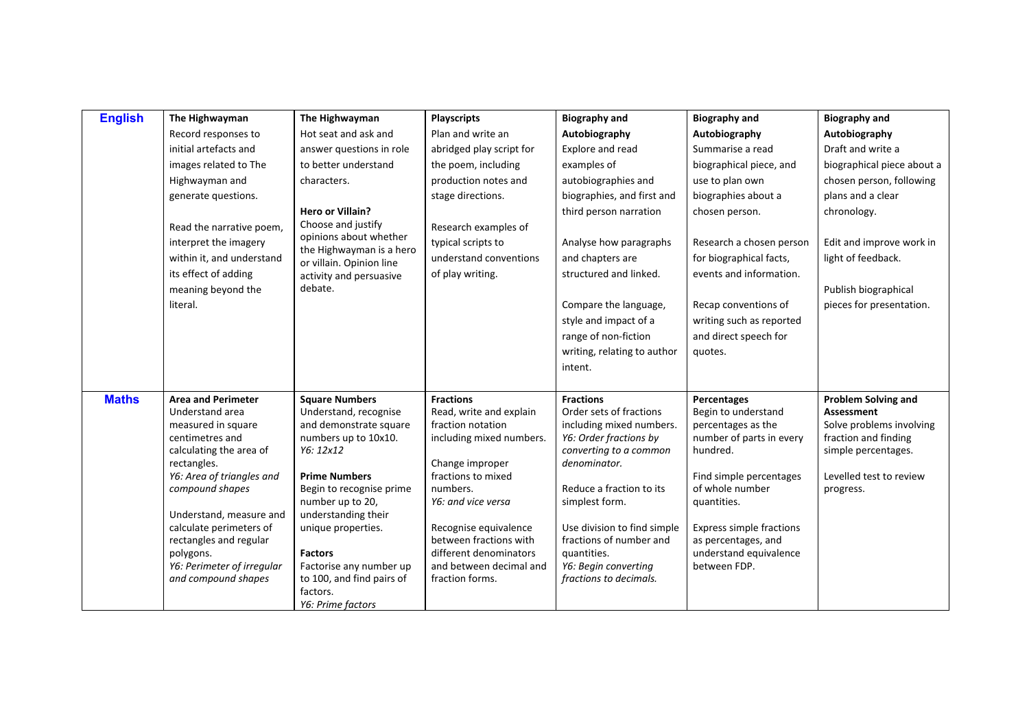| | | | | | | |
|---|---|---|---|---|---|---|
| **English** | **The Highwayman**<br>Record responses to initial artefacts and images related to The Highwayman and generate questions.<br><br>Read the narrative poem, interpret the imagery within it, and understand its effect of adding meaning beyond the literal. | **The Highwayman**<br>Hot seat and ask and answer questions in role to better understand characters.<br><br>**Hero or Villain?**<br>Choose and justify opinions about whether the Highwayman is a hero or villain. Opinion line activity and persuasive debate. | **Playscripts**<br>Plan and write an abridged play script for the poem, including production notes and stage directions.<br><br>Research examples of typical scripts to understand conventions of play writing. | **Biography and Autobiography**<br>Explore and read examples of autobiographies and biographies, and first and third person narration<br><br>Analyse how paragraphs and chapters are structured and linked.<br><br>Compare the language, style and impact of a range of non-fiction writing, relating to author intent. | **Biography and Autobiography**<br>Summarise a read biographical piece, and use to plan own biographies about a chosen person.<br><br>Research a chosen person for biographical facts, events and information.<br><br>Recap conventions of writing such as reported and direct speech for quotes. | **Biography and Autobiography**<br>Draft and write a biographical piece about a chosen person, following plans and a clear chronology.<br><br>Edit and improve work in light of feedback.<br><br>Publish biographical pieces for presentation. |
| **Maths** | **Area and Perimeter**<br>Understand area measured in square centimetres and calculating the area of rectangles.<br>*Y6: Area of triangles and compound shapes*<br><br>Understand, measure and calculate perimeters of rectangles and regular polygons.<br>*Y6: Perimeter of irregular and compound shapes* | **Square Numbers**<br>Understand, recognise and demonstrate square numbers up to 10x10.<br>*Y6: 12x12*<br><br>**Prime Numbers**<br>Begin to recognise prime number up to 20, understanding their unique properties.<br><br>**Factors**<br>Factorise any number up to 100, and find pairs of factors.<br>*Y6: Prime factors* | **Fractions**<br>Read, write and explain fraction notation including mixed numbers.<br><br>Change improper fractions to mixed numbers.<br>*Y6: and vice versa*<br><br>Recognise equivalence between fractions with different denominators and between decimal and fraction forms. | **Fractions**<br>Order sets of fractions including mixed numbers.<br>*Y6: Order fractions by converting to a common denominator.*<br><br>Reduce a fraction to its simplest form.<br><br>Use division to find simple fractions of number and quantities.<br>*Y6: Begin converting fractions to decimals.* | **Percentages**<br>Begin to understand percentages as the number of parts in every hundred.<br><br>Find simple percentages of whole number quantities.<br><br>Express simple fractions as percentages, and understand equivalence between FDP. | **Problem Solving and Assessment**<br>Solve problems involving fraction and finding simple percentages.<br><br>Levelled test to review progress. |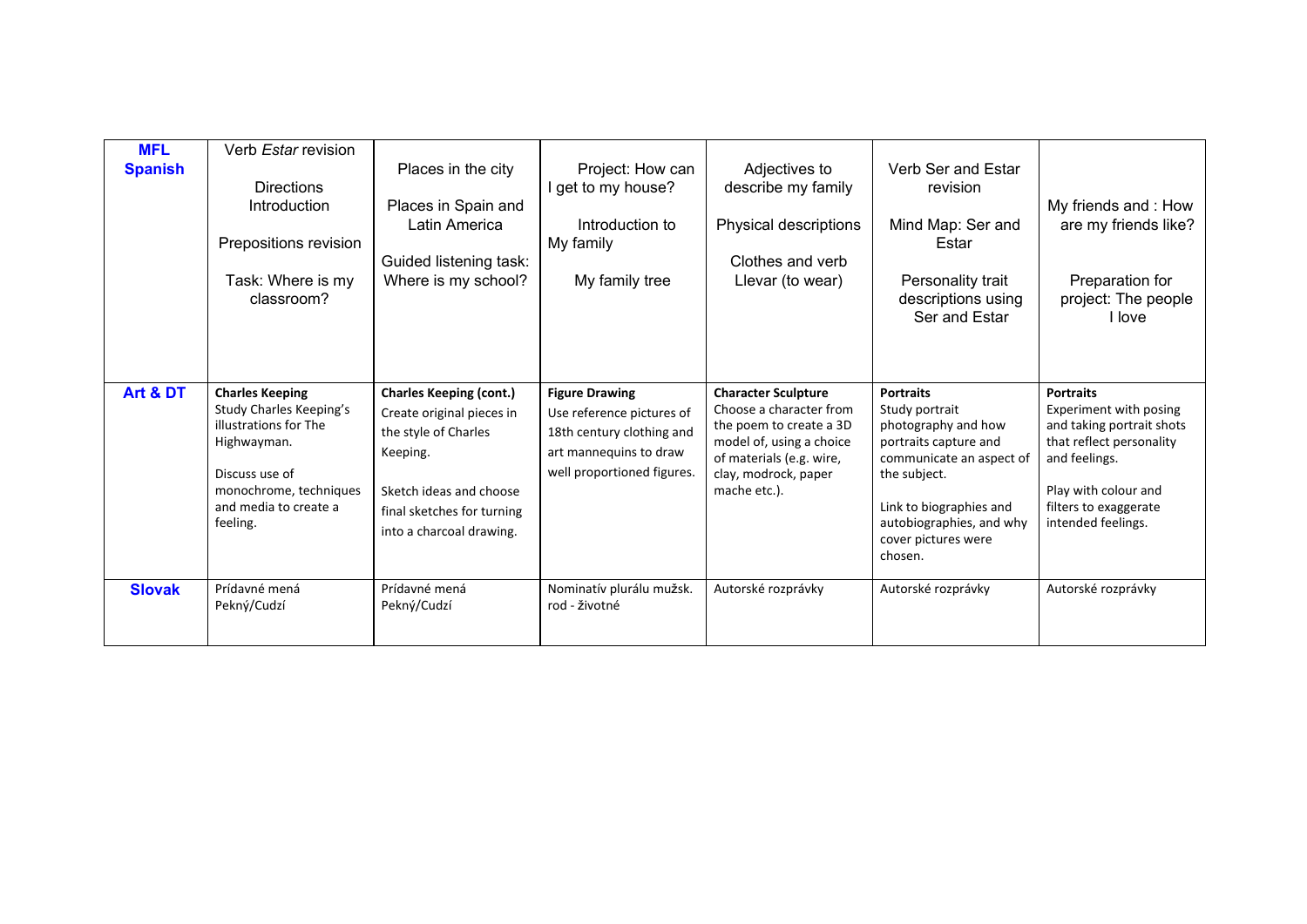| | | | | | | |
|---|---|---|---|---|---|---|
| **MFL Spanish** | Verb *Estar* revision<br><br>Directions Introduction<br><br>Prepositions revision<br><br>Task: Where is my classroom? | Places in the city<br><br>Places in Spain and Latin America<br><br>Guided listening task: Where is my school? | Project: How can I get to my house?<br><br>Introduction to My family<br><br>My family tree | Adjectives to describe my family<br><br>Physical descriptions<br><br>Clothes and verb Llevar (to wear) | Verb Ser and Estar revision<br><br>Mind Map: Ser and Estar<br><br>Personality trait descriptions using Ser and Estar | My friends and : How are my friends like?<br><br>Preparation for project: The people I love |
| **Art & DT** | **Charles Keeping**<br>Study Charles Keeping's illustrations for The Highwayman.<br><br>Discuss use of monochrome, techniques and media to create a feeling. | **Charles Keeping (cont.)**<br>Create original pieces in the style of Charles Keeping.<br><br>Sketch ideas and choose final sketches for turning into a charcoal drawing. | **Figure Drawing**<br>Use reference pictures of 18th century clothing and art mannequins to draw well proportioned figures. | **Character Sculpture**<br>Choose a character from the poem to create a 3D model of, using a choice of materials (e.g. wire, clay, modrock, paper mache etc.). | **Portraits**<br>Study portrait photography and how portraits capture and communicate an aspect of the subject.<br><br>Link to biographies and autobiographies, and why cover pictures were chosen. | **Portraits**<br>Experiment with posing and taking portrait shots that reflect personality and feelings.<br><br>Play with colour and filters to exaggerate intended feelings. |
| **Slovak** | Prídavné mená Pekný/Cudzí | Prídavné mená Pekný/Cudzí | Nominatív plurálu mužsk. rod - životné | Autorské rozprávky | Autorské rozprávky | Autorské rozprávky |